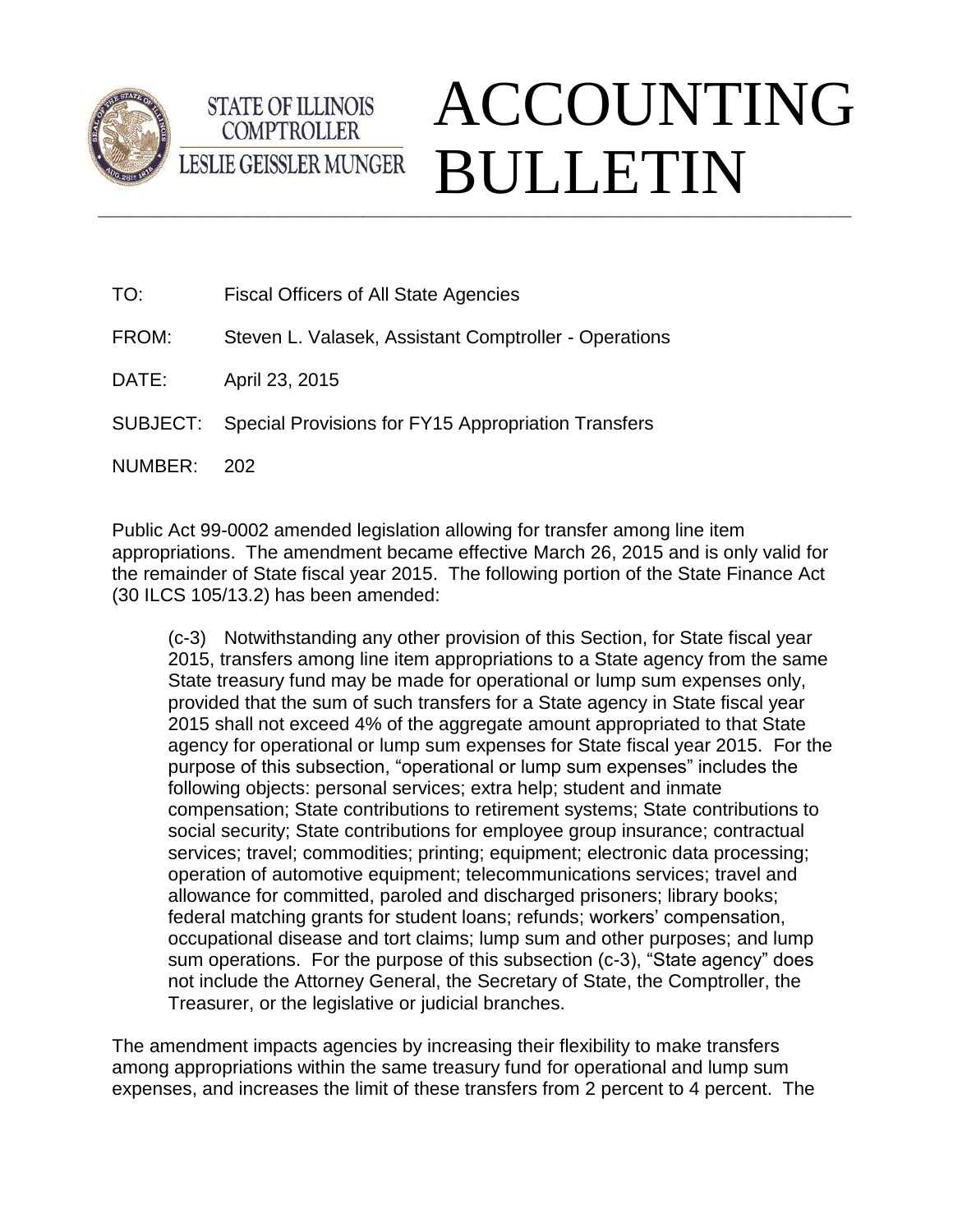STATE OF ILLINOIS
COMPTROLLER
LESLIE GEISSLER MUNGER

# ACCOUNTING BULLETIN

TO: Fiscal Officers of All State Agencies

FROM: Steven L. Valasek, Assistant Comptroller - Operations

DATE: April 23, 2015

SUBJECT: Special Provisions for FY15 Appropriation Transfers

NUMBER: 202

Public Act 99-0002 amended legislation allowing for transfer among line item appropriations. The amendment became effective March 26, 2015 and is only valid for the remainder of State fiscal year 2015. The following portion of the State Finance Act (30 ILCS 105/13.2) has been amended:

> (c-3) Notwithstanding any other provision of this Section, for State fiscal year 2015, transfers among line item appropriations to a State agency from the same State treasury fund may be made for operational or lump sum expenses only, provided that the sum of such transfers for a State agency in State fiscal year 2015 shall not exceed 4% of the aggregate amount appropriated to that State agency for operational or lump sum expenses for State fiscal year 2015. For the purpose of this subsection, "operational or lump sum expenses" includes the following objects: personal services; extra help; student and inmate compensation; State contributions to retirement systems; State contributions to social security; State contributions for employee group insurance; contractual services; travel; commodities; printing; equipment; electronic data processing; operation of automotive equipment; telecommunications services; travel and allowance for committed, paroled and discharged prisoners; library books; federal matching grants for student loans; refunds; workers' compensation, occupational disease and tort claims; lump sum and other purposes; and lump sum operations. For the purpose of this subsection (c-3), "State agency" does not include the Attorney General, the Secretary of State, the Comptroller, the Treasurer, or the legislative or judicial branches.

The amendment impacts agencies by increasing their flexibility to make transfers among appropriations within the same treasury fund for operational and lump sum expenses, and increases the limit of these transfers from 2 percent to 4 percent. The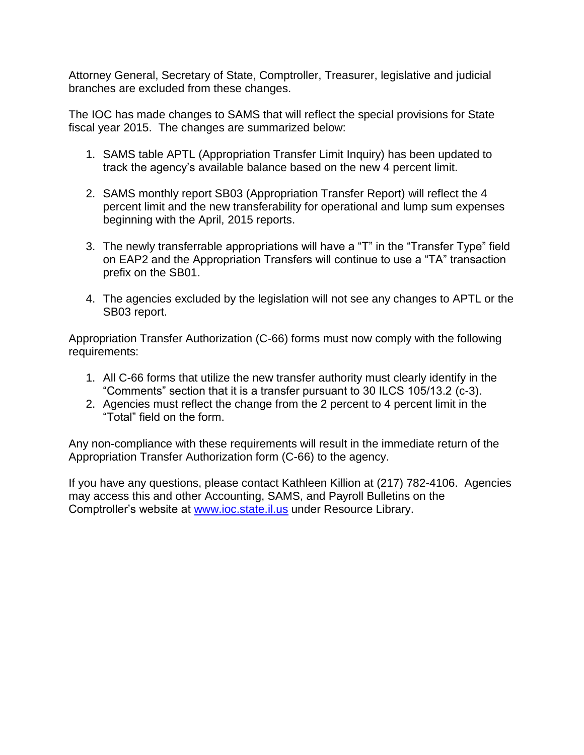Attorney General, Secretary of State, Comptroller, Treasurer, legislative and judicial branches are excluded from these changes.

The IOC has made changes to SAMS that will reflect the special provisions for State fiscal year 2015. The changes are summarized below:

1. SAMS table APTL (Appropriation Transfer Limit Inquiry) has been updated to track the agency's available balance based on the new 4 percent limit.

2. SAMS monthly report SB03 (Appropriation Transfer Report) will reflect the 4 percent limit and the new transferability for operational and lump sum expenses beginning with the April, 2015 reports.

3. The newly transferrable appropriations will have a "T" in the "Transfer Type" field on EAP2 and the Appropriation Transfers will continue to use a "TA" transaction prefix on the SB01.

4. The agencies excluded by the legislation will not see any changes to APTL or the SB03 report.

Appropriation Transfer Authorization (C-66) forms must now comply with the following requirements:

1. All C-66 forms that utilize the new transfer authority must clearly identify in the "Comments" section that it is a transfer pursuant to 30 ILCS 105/13.2 (c-3).
2. Agencies must reflect the change from the 2 percent to 4 percent limit in the "Total" field on the form.

Any non-compliance with these requirements will result in the immediate return of the Appropriation Transfer Authorization form (C-66) to the agency.

If you have any questions, please contact Kathleen Killion at (217) 782-4106. Agencies may access this and other Accounting, SAMS, and Payroll Bulletins on the Comptroller's website at [www.ioc.state.il.us](http://www.ioc.state.il.us) under Resource Library.